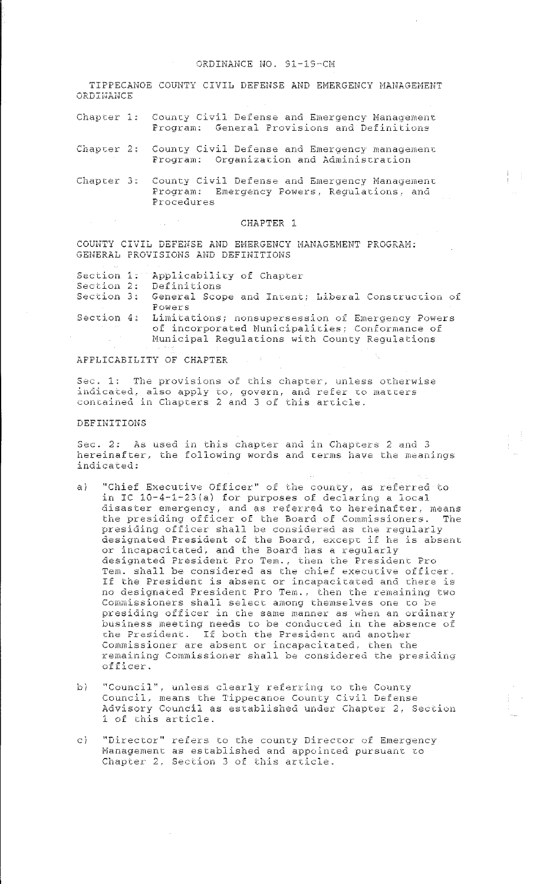# ORDINANCE NO. 91-19-CM

## TIPPECANOE COUNTY CIVIL DEFENSE AND EMERGENCY MANAGEMENT ORDINANCE

Chapter 1: County Civil Defense and Emergency Management Program: General Provisions and Definitions

Chapter 2: County Civil Defense and Emergency management Program: Organization and Administration

Chapter 3: County Civil Defense and Emergency Management Program: Emergency Powers, Regulations, and Procedures

## CHAPTER 1

### COUNTY CIVIL DEFENSE AND EMERGENCY MANAGEMENT PROGRAM: GENERAL PROVISIONS AND DEFINITIONS

Section 1: Applicability of Chapter
Section 2: Definitions
Section 3: General Scope and Intent; Liberal Construction of Powers
Section 4: Limitations; nonsupersession of Emergency Powers of incorporated Municipalities; Conformance of Municipal Regulations with County Regulations

### APPLICABILITY OF CHAPTER

Sec. 1: The provisions of this chapter, unless otherwise indicated, also apply to, govern, and refer to matters contained in Chapters 2 and 3 of this article.

### DEFINITIONS

Sec. 2: As used in this chapter and in Chapters 2 and 3 hereinafter, the following words and terms have the meanings indicated:

a) "Chief Executive Officer" of the county, as referred to in IC 10-4-1-23(a) for purposes of declaring a local disaster emergency, and as referred to hereinafter, means the presiding officer of the Board of Commissioners. The presiding officer shall be considered as the regularly designated President of the Board, except if he is absent or incapacitated, and the Board has a regularly designated President Pro Tem., then the President Pro Tem. shall be considered as the chief executive officer. If the President is absent or incapacitated and there is no designated President Pro Tem., then the remaining two Commissioners shall select among themselves one to be presiding officer in the same manner as when an ordinary business meeting needs to be conducted in the absence of the President. If both the President and another Commissioner are absent or incapacitated, then the remaining Commissioner shall be considered the presiding officer.

b) "Council", unless clearly referring to the County Council, means the Tippecanoe County Civil Defense Advisory Council as established under Chapter 2, Section 1 of this article.

c) "Director" refers to the county Director of Emergency Management as established and appointed pursuant to Chapter 2, Section 3 of this article.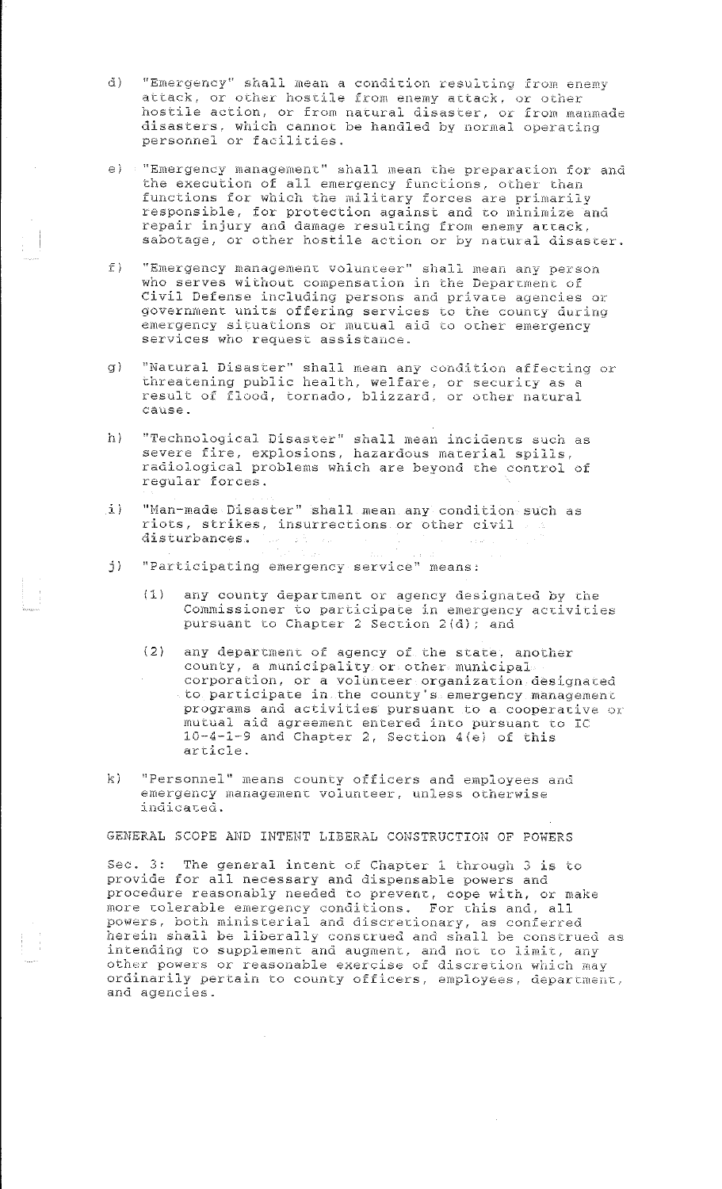d) "Emergency" shall mean a condition resulting from enemy attack, or other hostile from enemy attack, or other hostile action, or from natural disaster, or from manmade disasters, which cannot be handled by normal operating personnel or facilities.

e) "Emergency management" shall mean the preparation for and the execution of all emergency functions, other than functions for which the military forces are primarily responsible, for protection against and to minimize and repair injury and damage resulting from enemy attack, sabotage, or other hostile action or by natural disaster.

f) "Emergency management volunteer" shall mean any person who serves without compensation in the Department of Civil Defense including persons and private agencies or government units offering services to the county during emergency situations or mutual aid to other emergency services who request assistance.

g) "Natural Disaster" shall mean any condition affecting or threatening public health, welfare, or security as a result of flood, tornado, blizzard, or other natural cause.

h) "Technological Disaster" shall mean incidents such as severe fire, explosions, hazardous material spills, radiological problems which are beyond the control of regular forces.

i) "Man-made Disaster" shall mean any condition such as riots, strikes, insurrections or other civil disturbances.

j) "Participating emergency service" means:

   (1) any county department or agency designated by the Commissioner to participate in emergency activities pursuant to Chapter 2 Section 2(d); and

   (2) any department of agency of the state, another county, a municipality or other municipal corporation, or a volunteer organization designated to participate in the county's emergency management programs and activities pursuant to a cooperative or mutual aid agreement entered into pursuant to IC 10-4-1-9 and Chapter 2, Section 4(e) of this article.

k) "Personnel" means county officers and employees and emergency management volunteer, unless otherwise indicated.

GENERAL SCOPE AND INTENT LIBERAL CONSTRUCTION OF POWERS

Sec. 3: The general intent of Chapter 1 through 3 is to provide for all necessary and dispensable powers and procedure reasonably needed to prevent, cope with, or make more tolerable emergency conditions. For this and, all powers, both ministerial and discretionary, as conferred herein shall be liberally construed and shall be construed as intending to supplement and augment, and not to limit, any other powers or reasonable exercise of discretion which may ordinarily pertain to county officers, employees, department, and agencies.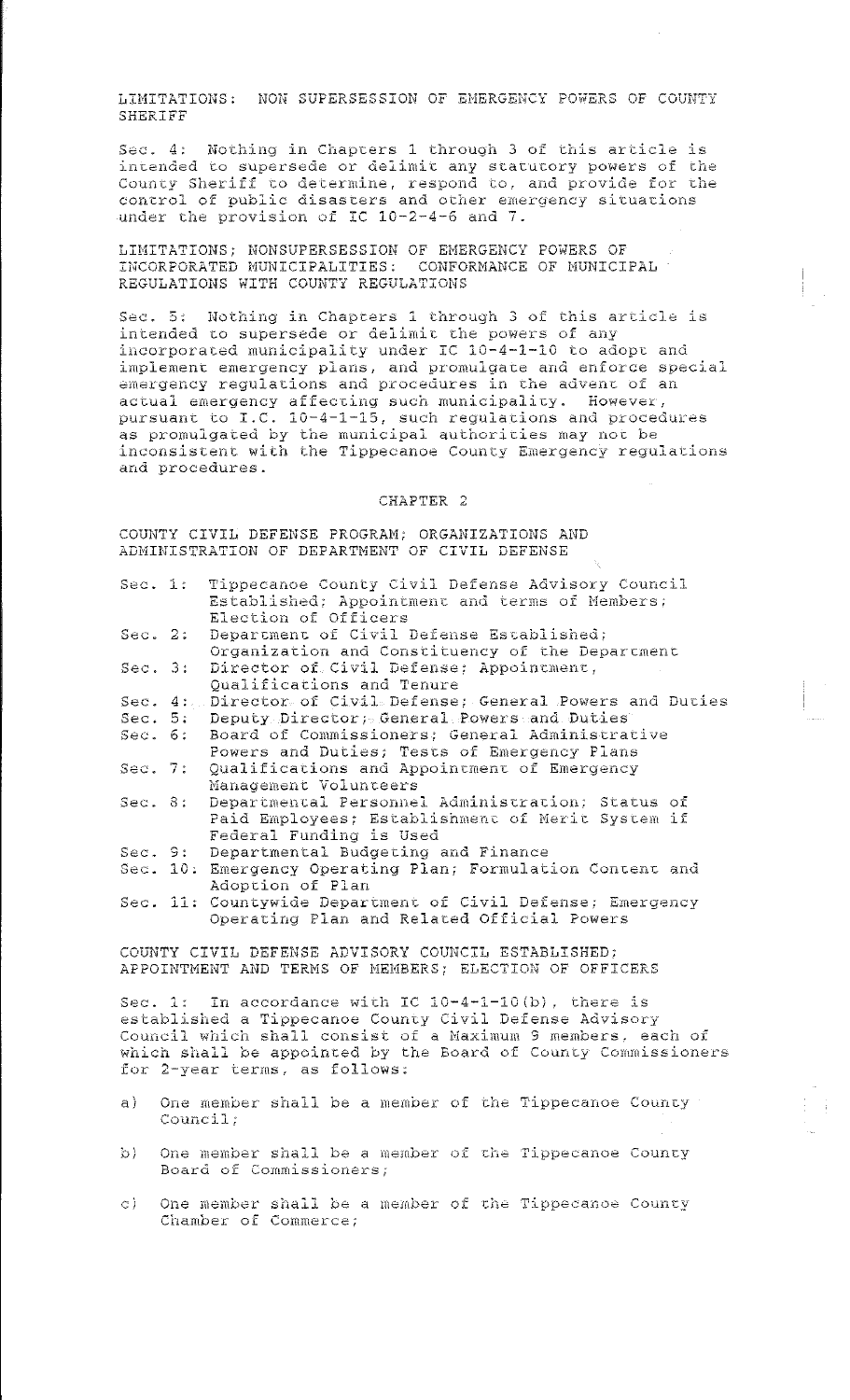LIMITATIONS: NON SUPERSESSION OF EMERGENCY POWERS OF COUNTY SHERIFF

Sec. 4: Nothing in Chapters 1 through 3 of this article is intended to supersede or delimit any statutory powers of the County Sheriff to determine, respond to, and provide for the control of public disasters and other emergency situations under the provision of IC 10-2-4-6 and 7.

LIMITATIONS; NONSUPERSESSION OF EMERGENCY POWERS OF INCORPORATED MUNICIPALITIES: CONFORMANCE OF MUNICIPAL REGULATIONS WITH COUNTY REGULATIONS

Sec. 5: Nothing in Chapters 1 through 3 of this article is intended to supersede or delimit the powers of any incorporated municipality under IC 10-4-1-10 to adopt and implement emergency plans, and promulgate and enforce special emergency regulations and procedures in the advent of an actual emergency affecting such municipality. However, pursuant to I.C. 10-4-1-15, such regulations and procedures as promulgated by the municipal authorities may not be inconsistent with the Tippecanoe County Emergency regulations and procedures.

## CHAPTER 2

COUNTY CIVIL DEFENSE PROGRAM; ORGANIZATIONS AND ADMINISTRATION OF DEPARTMENT OF CIVIL DEFENSE

- Sec. 1: Tippecanoe County Civil Defense Advisory Council Established; Appointment and terms of Members; Election of Officers
- Sec. 2: Department of Civil Defense Established; Organization and Constituency of the Department
- Sec. 3: Director of Civil Defense; Appointment, Qualifications and Tenure
- Sec. 4: Director of Civil Defense; General Powers and Duties
- Sec. 5: Deputy Director; General Powers and Duties
- Sec. 6: Board of Commissioners; General Administrative Powers and Duties; Tests of Emergency Plans
- Sec. 7: Qualifications and Appointment of Emergency Management Volunteers
- Sec. 8: Departmental Personnel Administration; Status of Paid Employees; Establishment of Merit System if Federal Funding is Used
- Sec. 9: Departmental Budgeting and Finance
- Sec. 10: Emergency Operating Plan; Formulation Content and Adoption of Plan
- Sec. 11: Countywide Department of Civil Defense; Emergency Operating Plan and Related Official Powers

COUNTY CIVIL DEFENSE ADVISORY COUNCIL ESTABLISHED; APPOINTMENT AND TERMS OF MEMBERS; ELECTION OF OFFICERS

Sec. 1: In accordance with IC 10-4-1-10(b), there is established a Tippecanoe County Civil Defense Advisory Council which shall consist of a Maximum 9 members, each of which shall be appointed by the Board of County Commissioners for 2-year terms, as follows:

a) One member shall be a member of the Tippecanoe County Council;

b) One member shall be a member of the Tippecanoe County Board of Commissioners;

c) One member shall be a member of the Tippecanoe County Chamber of Commerce;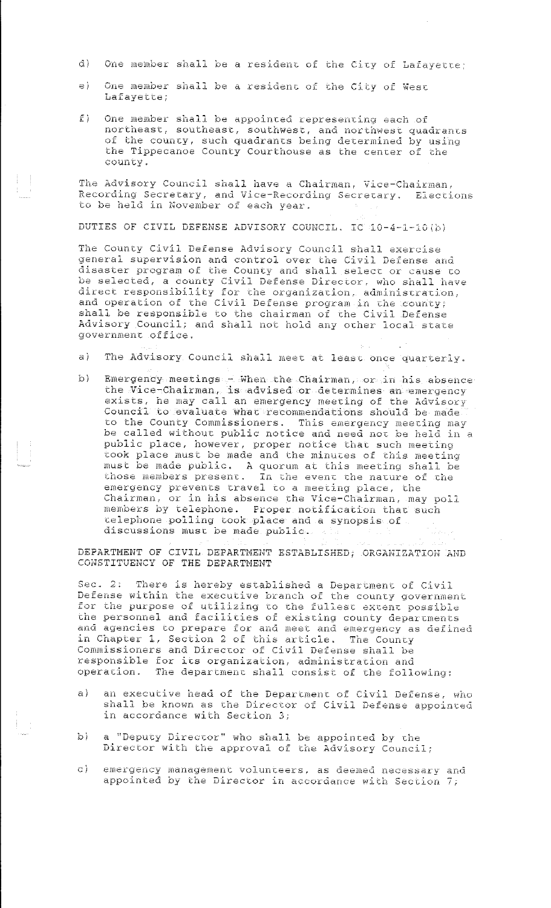d) One member shall be a resident of the City of Lafayette;

e) One member shall be a resident of the City of West Lafayette;

f) One member shall be appointed representing each of northeast, southeast, southwest, and northwest quadrants of the county, such quadrants being determined by using the Tippecanoe County Courthouse as the center of the county.

The Advisory Council shall have a Chairman, Vice-Chairman, Recording Secretary, and Vice-Recording Secretary. Elections to be held in November of each year.

DUTIES OF CIVIL DEFENSE ADVISORY COUNCIL. IC 10-4-1-10(b)

The County Civil Defense Advisory Council shall exercise general supervision and control over the Civil Defense and disaster program of the County and shall select or cause to be selected, a county Civil Defense Director, who shall have direct responsibility for the organization, administration, and operation of the Civil Defense program in the county; shall be responsible to the chairman of the Civil Defense Advisory Council; and shall not hold any other local state government office.

a) The Advisory Council shall meet at least once quarterly.

b) Emergency meetings - When the Chairman, or in his absence the Vice-Chairman, is advised or determines an emergency exists, he may call an emergency meeting of the Advisory Council to evaluate what recommendations should be made to the County Commissioners. This emergency meeting may be called without public notice and need not be held in a public place, however, proper notice that such meeting took place must be made and the minutes of this meeting must be made public. A quorum at this meeting shall be those members present. In the event the nature of the emergency prevents travel to a meeting place, the Chairman, or in his absence the Vice-Chairman, may poll members by telephone. Proper notification that such telephone polling took place and a synopsis of discussions must be made public.

DEPARTMENT OF CIVIL DEPARTMENT ESTABLISHED; ORGANIZATION AND CONSTITUENCY OF THE DEPARTMENT

Sec. 2: There is hereby established a Department of Civil Defense within the executive branch of the county government for the purpose of utilizing to the fullest extent possible the personnel and facilities of existing county departments and agencies to prepare for and meet and emergency as defined in Chapter 1, Section 2 of this article. The County Commissioners and Director of Civil Defense shall be responsible for its organization, administration and operation. The department shall consist of the following:

a) an executive head of the Department of Civil Defense, who shall be known as the Director of Civil Defense appointed in accordance with Section 3;

b) a "Deputy Director" who shall be appointed by the Director with the approval of the Advisory Council;

c) emergency management volunteers, as deemed necessary and appointed by the Director in accordance with Section 7;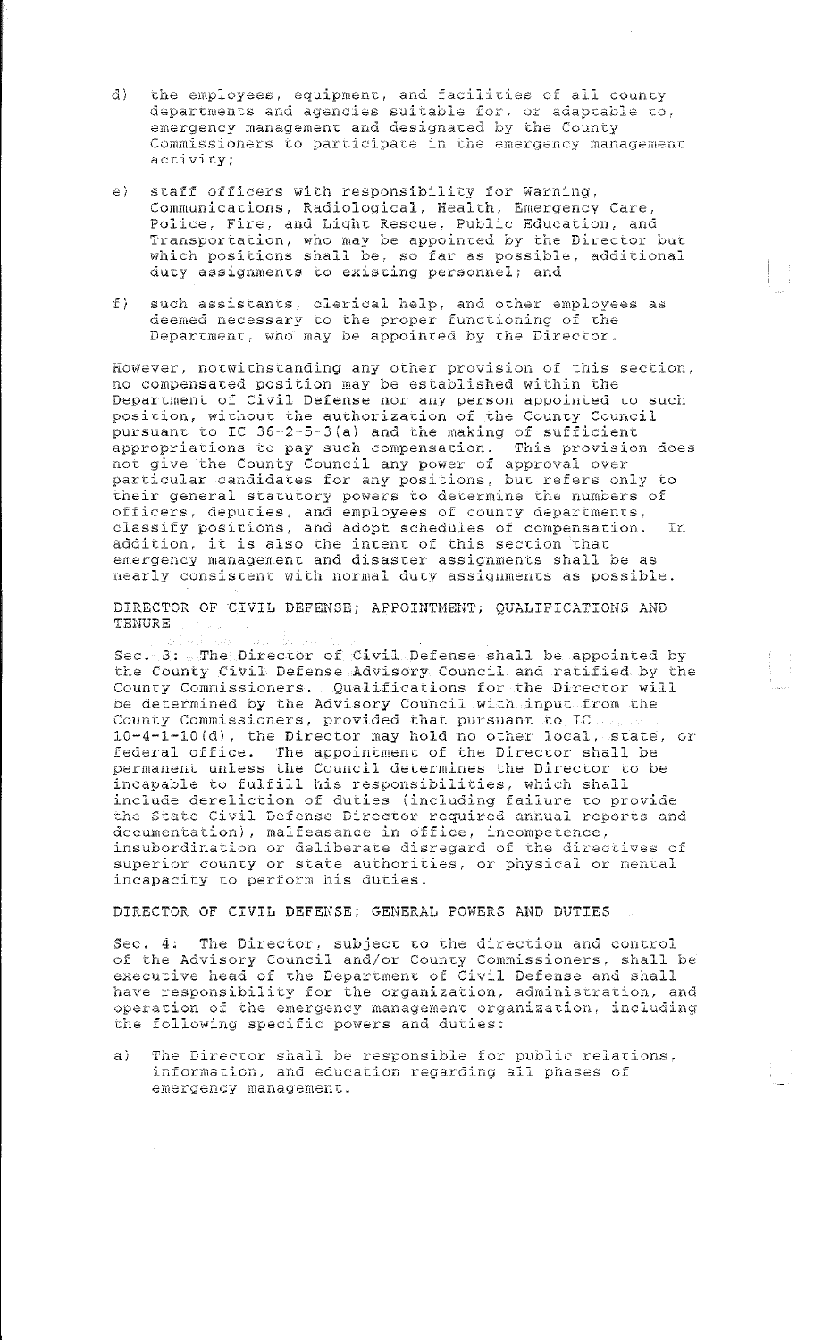d) the employees, equipment, and facilities of all county departments and agencies suitable for, or adaptable to, emergency management and designated by the County Commissioners to participate in the emergency management activity;

e) staff officers with responsibility for Warning, Communications, Radiological, Health, Emergency Care, Police, Fire, and Light Rescue, Public Education, and Transportation, who may be appointed by the Director but which positions shall be, so far as possible, additional duty assignments to existing personnel; and

f) such assistants, clerical help, and other employees as deemed necessary to the proper functioning of the Department, who may be appointed by the Director.

However, notwithstanding any other provision of this section, no compensated position may be established within the Department of Civil Defense nor any person appointed to such position, without the authorization of the County Council pursuant to IC 36-2-5-3(a) and the making of sufficient appropriations to pay such compensation. This provision does not give the County Council any power of approval over particular candidates for any positions, but refers only to their general statutory powers to determine the numbers of officers, deputies, and employees of county departments, classify positions, and adopt schedules of compensation. In addition, it is also the intent of this section that emergency management and disaster assignments shall be as nearly consistent with normal duty assignments as possible.

DIRECTOR OF CIVIL DEFENSE; APPOINTMENT; QUALIFICATIONS AND TENURE

Sec. 3: The Director of Civil Defense shall be appointed by the County Civil Defense Advisory Council and ratified by the County Commissioners. Qualifications for the Director will be determined by the Advisory Council with input from the County Commissioners, provided that pursuant to IC 10-4-1-10(d), the Director may hold no other local, state, or federal office. The appointment of the Director shall be permanent unless the Council determines the Director to be incapable to fulfill his responsibilities, which shall include dereliction of duties (including failure to provide the State Civil Defense Director required annual reports and documentation), malfeasance in office, incompetence, insubordination or deliberate disregard of the directives of superior county or state authorities, or physical or mental incapacity to perform his duties.

DIRECTOR OF CIVIL DEFENSE; GENERAL POWERS AND DUTIES

Sec. 4: The Director, subject to the direction and control of the Advisory Council and/or County Commissioners, shall be executive head of the Department of Civil Defense and shall have responsibility for the organization, administration, and operation of the emergency management organization, including the following specific powers and duties:

a) The Director shall be responsible for public relations, information, and education regarding all phases of emergency management.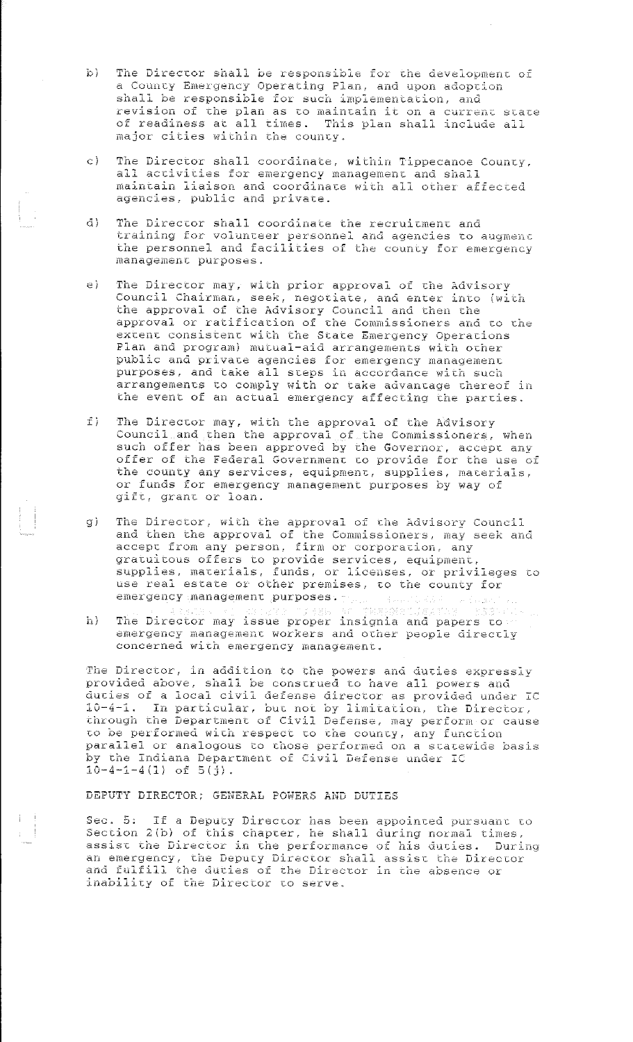b) The Director shall be responsible for the development of a County Emergency Operating Plan, and upon adoption shall be responsible for such implementation, and revision of the plan as to maintain it on a current state of readiness at all times. This plan shall include all major cities within the county.

c) The Director shall coordinate, within Tippecanoe County, all activities for emergency management and shall maintain liaison and coordinate with all other affected agencies, public and private.

d) The Director shall coordinate the recruitment and training for volunteer personnel and agencies to augment the personnel and facilities of the county for emergency management purposes.

e) The Director may, with prior approval of the Advisory Council Chairman, seek, negotiate, and enter into (with the approval of the Advisory Council and then the approval or ratification of the Commissioners and to the extent consistent with the State Emergency Operations Plan and program) mutual-aid arrangements with other public and private agencies for emergency management purposes, and take all steps in accordance with such arrangements to comply with or take advantage thereof in the event of an actual emergency affecting the parties.

f) The Director may, with the approval of the Advisory Council and then the approval of the Commissioners, when such offer has been approved by the Governor, accept any offer of the Federal Government to provide for the use of the county any services, equipment, supplies, materials, or funds for emergency management purposes by way of gift, grant or loan.

g) The Director, with the approval of the Advisory Council and then the approval of the Commissioners, may seek and accept from any person, firm or corporation, any gratuitous offers to provide services, equipment, supplies, materials, funds, or licenses, or privileges to use real estate or other premises, to the county for emergency management purposes.

h) The Director may issue proper insignia and papers to emergency management workers and other people directly concerned with emergency management.

The Director, in addition to the powers and duties expressly provided above, shall be construed to have all powers and duties of a local civil defense director as provided under IC 10-4-1. In particular, but not by limitation, the Director, through the Department of Civil Defense, may perform or cause to be performed with respect to the county, any function parallel or analogous to those performed on a statewide basis by the Indiana Department of Civil Defense under IC 10-4-1-4(1) of 5(j).

DEPUTY DIRECTOR; GENERAL POWERS AND DUTIES

Sec. 5: If a Deputy Director has been appointed pursuant to Section 2(b) of this chapter, he shall during normal times, assist the Director in the performance of his duties. During an emergency, the Deputy Director shall assist the Director and fulfill the duties of the Director in the absence or inability of the Director to serve.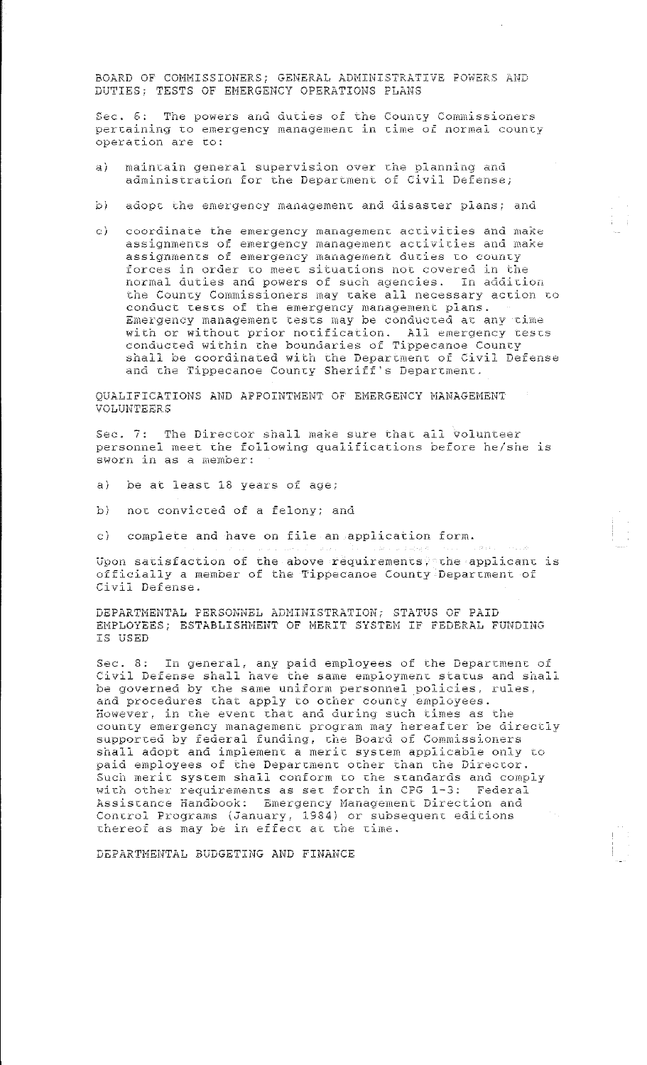## BOARD OF COMMISSIONERS; GENERAL ADMINISTRATIVE POWERS AND DUTIES; TESTS OF EMERGENCY OPERATIONS PLANS

Sec. 6: The powers and duties of the County Commissioners pertaining to emergency management in time of normal county operation are to:

a) maintain general supervision over the planning and administration for the Department of Civil Defense;

b) adopt the emergency management and disaster plans; and

c) coordinate the emergency management activities and make assignments of emergency management activities and make assignments of emergency management duties to county forces in order to meet situations not covered in the normal duties and powers of such agencies. In addition the County Commissioners may take all necessary action to conduct tests of the emergency management plans. Emergency management tests may be conducted at any time with or without prior notification. All emergency tests conducted within the boundaries of Tippecanoe County shall be coordinated with the Department of Civil Defense and the Tippecanoe County Sheriff's Department.

## QUALIFICATIONS AND APPOINTMENT OF EMERGENCY MANAGEMENT VOLUNTEERS

Sec. 7: The Director shall make sure that all volunteer personnel meet the following qualifications before he/she is sworn in as a member:

a) be at least 18 years of age;

b) not convicted of a felony; and

c) complete and have on file an application form.

Upon satisfaction of the above requirements, the applicant is officially a member of the Tippecanoe County Department of Civil Defense.

## DEPARTMENTAL PERSONNEL ADMINISTRATION; STATUS OF PAID EMPLOYEES; ESTABLISHMENT OF MERIT SYSTEM IF FEDERAL FUNDING IS USED

Sec. 8: In general, any paid employees of the Department of Civil Defense shall have the same employment status and shall be governed by the same uniform personnel policies, rules, and procedures that apply to other county employees. However, in the event that and during such times as the county emergency management program may hereafter be directly supported by federal funding, the Board of Commissioners shall adopt and implement a merit system applicable only to paid employees of the Department other than the Director. Such merit system shall conform to the standards and comply with other requirements as set forth in CPG 1-3: Federal Assistance Handbook: Emergency Management Direction and Control Programs (January, 1984) or subsequent editions thereof as may be in effect at the time.

## DEPARTMENTAL BUDGETING AND FINANCE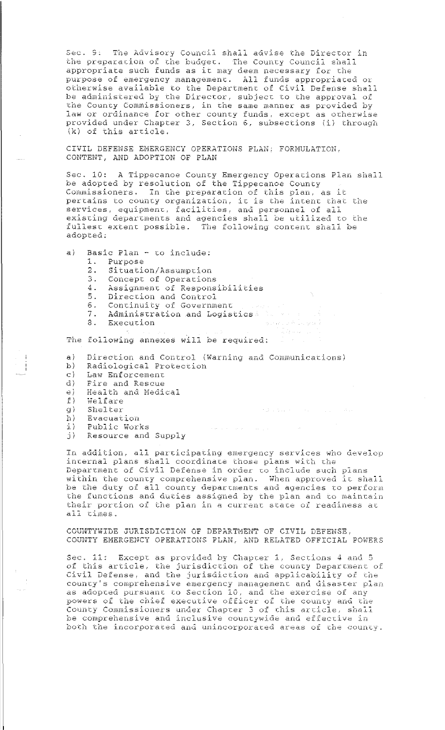Sec. 9: The Advisory Council shall advise the Director in the preparation of the budget. The County Council shall appropriate such funds as it may deem necessary for the purpose of emergency management. All funds appropriated or otherwise available to the Department of Civil Defense shall be administered by the Director, subject to the approval of the County Commissioners, in the same manner as provided by law or ordinance for other county funds, except as otherwise provided under Chapter 3, Section 6, subsections (i) through (k) of this article.

CIVIL DEFENSE EMERGENCY OPERATIONS PLAN; FORMULATION, CONTENT, AND ADOPTION OF PLAN

Sec. 10: A Tippecanoe County Emergency Operations Plan shall be adopted by resolution of the Tippecanoe County Commissioners. In the preparation of this plan, as it pertains to county organization, it is the intent that the services, equipment, facilities, and personnel of all existing departments and agencies shall be utilized to the fullest extent possible. The following content shall be adopted:

a) Basic Plan - to include:
   1. Purpose
   2. Situation/Assumption
   3. Concept of Operations
   4. Assignment of Responsibilities
   5. Direction and Control
   6. Continuity of Government
   7. Administration and Logistics
   8. Execution

The following annexes will be required:

a) Direction and Control (Warning and Communications)
b) Radiological Protection
c) Law Enforcement
d) Fire and Rescue
e) Health and Medical
f) Welfare
g) Shelter
h) Evacuation
i) Public Works
j) Resource and Supply

In addition, all participating emergency services who develop internal plans shall coordinate those plans with the Department of Civil Defense in order to include such plans within the county comprehensive plan. When approved it shall be the duty of all county departments and agencies to perform the functions and duties assigned by the plan and to maintain their portion of the plan in a current state of readiness at all times.

COUNTYWIDE JURISDICTION OF DEPARTMENT OF CIVIL DEFENSE, COUNTY EMERGENCY OPERATIONS PLAN, AND RELATED OFFICIAL POWERS

Sec. 11: Except as provided by Chapter 1, Sections 4 and 5 of this article, the jurisdiction of the county Department of Civil Defense, and the jurisdiction and applicability of the county's comprehensive emergency management and disaster plan as adopted pursuant to Section 10, and the exercise of any powers of the chief executive officer of the county and the County Commissioners under Chapter 3 of this article, shall be comprehensive and inclusive countywide and effective in both the incorporated and unincorporated areas of the county.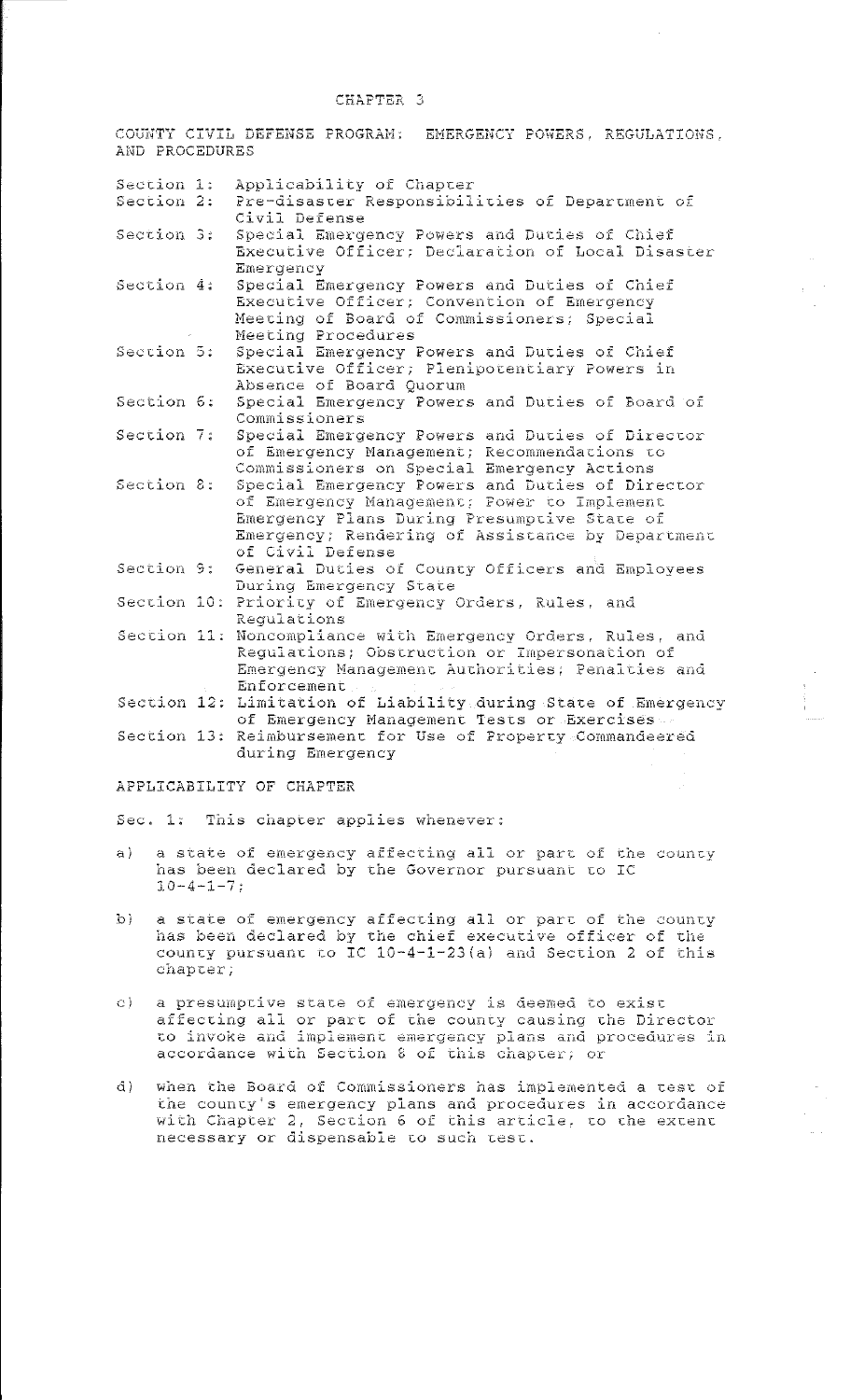# CHAPTER 3

## COUNTY CIVIL DEFENSE PROGRAM: EMERGENCY POWERS, REGULATIONS, AND PROCEDURES

Section 1: Applicability of Chapter
Section 2: Pre-disaster Responsibilities of Department of Civil Defense
Section 3: Special Emergency Powers and Duties of Chief Executive Officer; Declaration of Local Disaster Emergency
Section 4: Special Emergency Powers and Duties of Chief Executive Officer; Convention of Emergency Meeting of Board of Commissioners; Special Meeting Procedures
Section 5: Special Emergency Powers and Duties of Chief Executive Officer; Plenipotentiary Powers in Absence of Board Quorum
Section 6: Special Emergency Powers and Duties of Board of Commissioners
Section 7: Special Emergency Powers and Duties of Director of Emergency Management; Recommendations to Commissioners on Special Emergency Actions
Section 8: Special Emergency Powers and Duties of Director of Emergency Management; Power to Implement Emergency Plans During Presumptive State of Emergency; Rendering of Assistance by Department of Civil Defense
Section 9: General Duties of County Officers and Employees During Emergency State
Section 10: Priority of Emergency Orders, Rules, and Regulations
Section 11: Noncompliance with Emergency Orders, Rules, and Regulations; Obstruction or Impersonation of Emergency Management Authorities; Penalties and Enforcement
Section 12: Limitation of Liability during State of Emergency of Emergency Management Tests or Exercises
Section 13: Reimbursement for Use of Property Commandeered during Emergency

### APPLICABILITY OF CHAPTER

Sec. 1: This chapter applies whenever:

a) a state of emergency affecting all or part of the county has been declared by the Governor pursuant to IC 10-4-1-7;

b) a state of emergency affecting all or part of the county has been declared by the chief executive officer of the county pursuant to IC 10-4-1-23(a) and Section 2 of this chapter;

c) a presumptive state of emergency is deemed to exist affecting all or part of the county causing the Director to invoke and implement emergency plans and procedures in accordance with Section 8 of this chapter; or

d) when the Board of Commissioners has implemented a test of the county's emergency plans and procedures in accordance with Chapter 2, Section 6 of this article, to the extent necessary or dispensable to such test.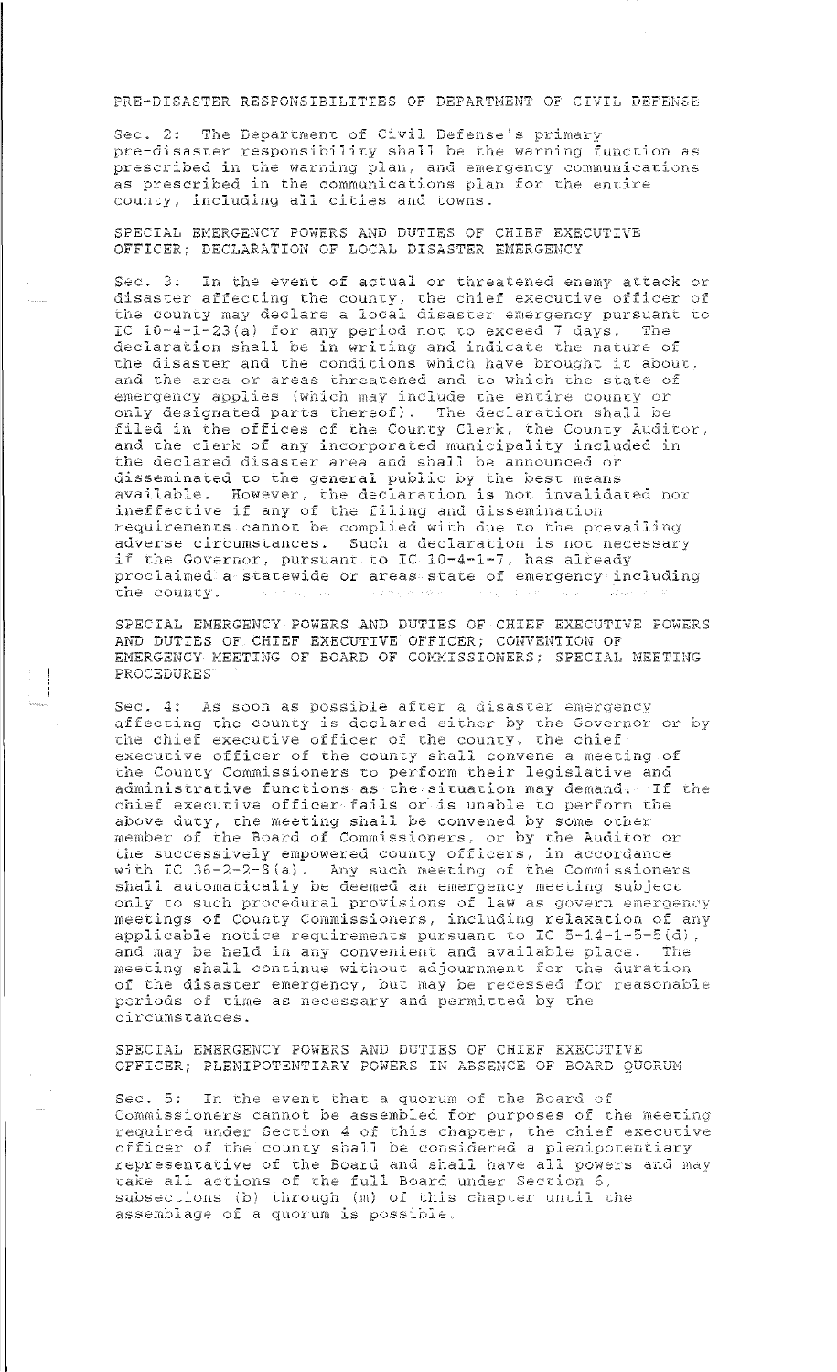## PRE-DISASTER RESPONSIBILITIES OF DEPARTMENT OF CIVIL DEFENSE

Sec. 2: The Department of Civil Defense's primary pre-disaster responsibility shall be the warning function as prescribed in the warning plan, and emergency communications as prescribed in the communications plan for the entire county, including all cities and towns.

## SPECIAL EMERGENCY POWERS AND DUTIES OF CHIEF EXECUTIVE OFFICER; DECLARATION OF LOCAL DISASTER EMERGENCY

Sec. 3: In the event of actual or threatened enemy attack or disaster affecting the county, the chief executive officer of the county may declare a local disaster emergency pursuant to IC 10-4-1-23(a) for any period not to exceed 7 days. The declaration shall be in writing and indicate the nature of the disaster and the conditions which have brought it about. and the area or areas threatened and to which the state of emergency applies (which may include the entire county or only designated parts thereof). The declaration shall be filed in the offices of the County Clerk, the County Auditor, and the clerk of any incorporated municipality included in the declared disaster area and shall be announced or disseminated to the general public by the best means available. However, the declaration is not invalidated nor ineffective if any of the filing and dissemination requirements cannot be complied with due to the prevailing adverse circumstances. Such a declaration is not necessary if the Governor, pursuant to IC 10-4-1-7, has already proclaimed a statewide or areas state of emergency including the county.

## SPECIAL EMERGENCY POWERS AND DUTIES OF CHIEF EXECUTIVE POWERS AND DUTIES OF CHIEF EXECUTIVE OFFICER; CONVENTION OF EMERGENCY MEETING OF BOARD OF COMMISSIONERS; SPECIAL MEETING PROCEDURES

Sec. 4: As soon as possible after a disaster emergency affecting the county is declared either by the Governor or by the chief executive officer of the county, the chief executive officer of the county shall convene a meeting of the County Commissioners to perform their legislative and administrative functions as the situation may demand. If the chief executive officer fails or is unable to perform the above duty, the meeting shall be convened by some other member of the Board of Commissioners, or by the Auditor or the successively empowered county officers, in accordance with IC 36-2-2-8(a). Any such meeting of the Commissioners shall automatically be deemed an emergency meeting subject only to such procedural provisions of law as govern emergency meetings of County Commissioners, including relaxation of any applicable notice requirements pursuant to IC 5-14-1-5-5(d), and may be held in any convenient and available place. The meeting shall continue without adjournment for the duration of the disaster emergency, but may be recessed for reasonable periods of time as necessary and permitted by the circumstances.

## SPECIAL EMERGENCY POWERS AND DUTIES OF CHIEF EXECUTIVE OFFICER; PLENIPOTENTIARY POWERS IN ABSENCE OF BOARD QUORUM

Sec. 5: In the event that a quorum of the Board of Commissioners cannot be assembled for purposes of the meeting required under Section 4 of this chapter, the chief executive officer of the county shall be considered a plenipotentiary representative of the Board and shall have all powers and may take all actions of the full Board under Section 6, subsections (b) through (m) of this chapter until the assemblage of a quorum is possible.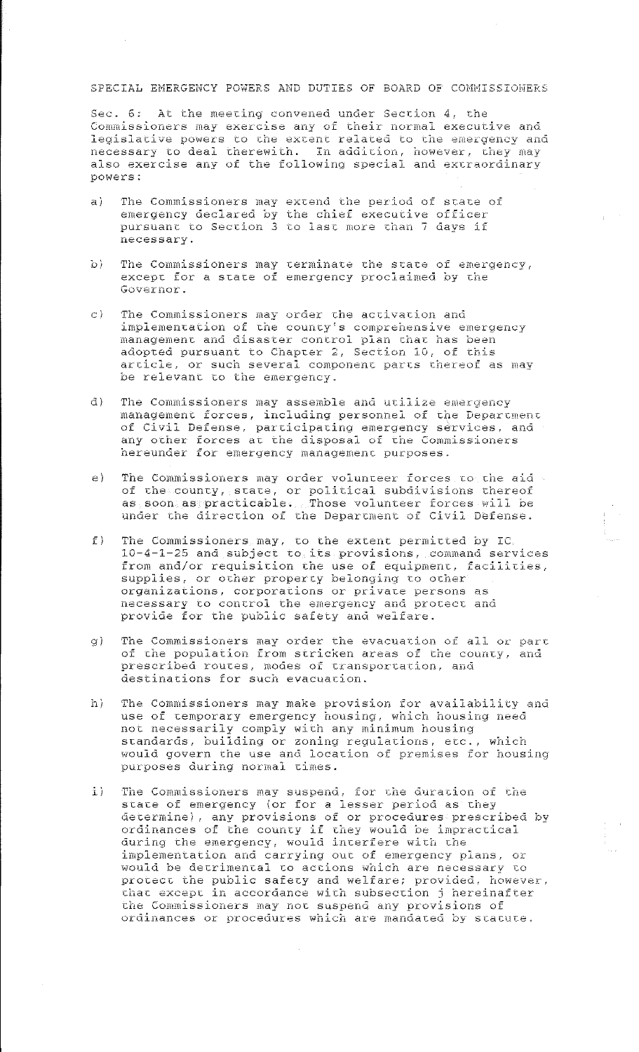## SPECIAL EMERGENCY POWERS AND DUTIES OF BOARD OF COMMISSIONERS

Sec. 6: At the meeting convened under Section 4, the Commissioners may exercise any of their normal executive and legislative powers to the extent related to the emergency and necessary to deal therewith. In addition, however, they may also exercise any of the following special and extraordinary powers:

a) The Commissioners may extend the period of state of emergency declared by the chief executive officer pursuant to Section 3 to last more than 7 days if necessary.

b) The Commissioners may terminate the state of emergency, except for a state of emergency proclaimed by the Governor.

c) The Commissioners may order the activation and implementation of the county's comprehensive emergency management and disaster control plan that has been adopted pursuant to Chapter 2, Section 10, of this article, or such several component parts thereof as may be relevant to the emergency.

d) The Commissioners may assemble and utilize emergency management forces, including personnel of the Department of Civil Defense, participating emergency services, and any other forces at the disposal of the Commissioners hereunder for emergency management purposes.

e) The Commissioners may order volunteer forces to the aid of the county, state, or political subdivisions thereof as soon as practicable. Those volunteer forces will be under the direction of the Department of Civil Defense.

f) The Commissioners may, to the extent permitted by IC 10-4-1-25 and subject to its provisions, command services from and/or requisition the use of equipment, facilities, supplies, or other property belonging to other organizations, corporations or private persons as necessary to control the emergency and protect and provide for the public safety and welfare.

g) The Commissioners may order the evacuation of all or part of the population from stricken areas of the county, and prescribed routes, modes of transportation, and destinations for such evacuation.

h) The Commissioners may make provision for availability and use of temporary emergency housing, which housing need not necessarily comply with any minimum housing standards, building or zoning regulations, etc., which would govern the use and location of premises for housing purposes during normal times.

i) The Commissioners may suspend, for the duration of the state of emergency (or for a lesser period as they determine), any provisions of or procedures prescribed by ordinances of the county if they would be impractical during the emergency, would interfere with the implementation and carrying out of emergency plans, or would be detrimental to actions which are necessary to protect the public safety and welfare; provided, however, that except in accordance with subsection j hereinafter the Commissioners may not suspend any provisions of ordinances or procedures which are mandated by statute.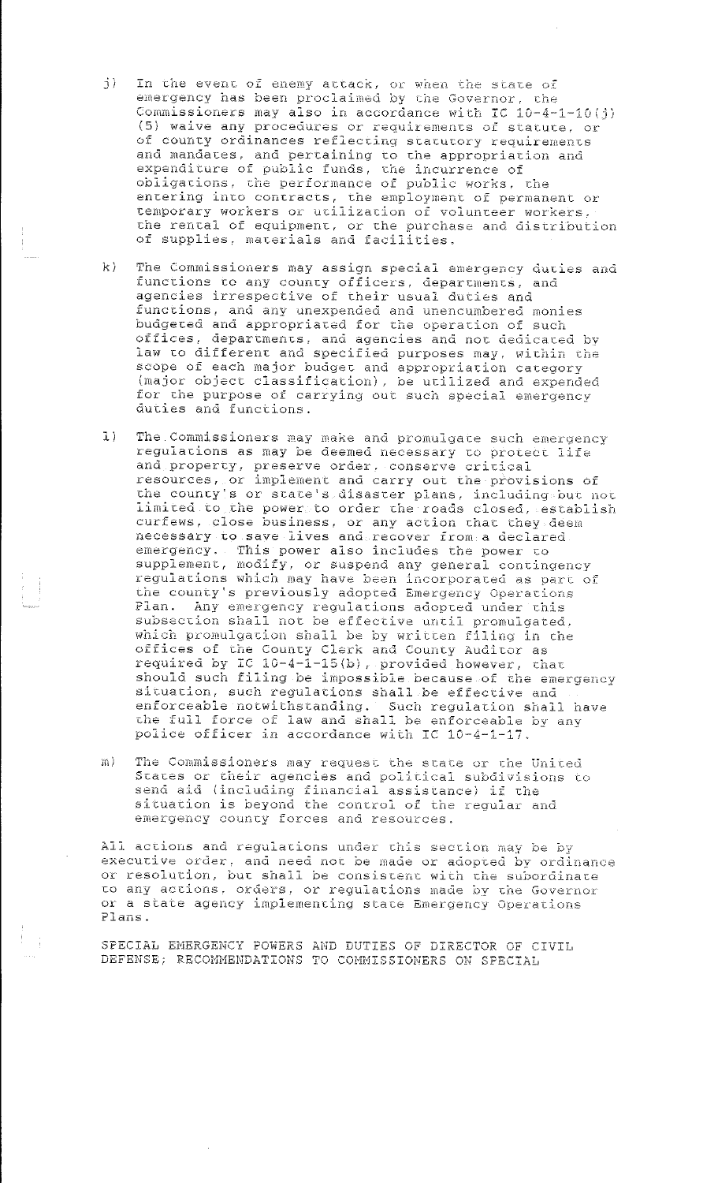j) In the event of enemy attack, or when the state of emergency has been proclaimed by the Governor, the Commissioners may also in accordance with IC 10-4-1-10(j)(5) waive any procedures or requirements of statute, or of county ordinances reflecting statutory requirements and mandates, and pertaining to the appropriation and expenditure of public funds, the incurrence of obligations, the performance of public works, the entering into contracts, the employment of permanent or temporary workers or utilization of volunteer workers, the rental of equipment, or the purchase and distribution of supplies, materials and facilities.

k) The Commissioners may assign special emergency duties and functions to any county officers, departments, and agencies irrespective of their usual duties and functions, and any unexpended and unencumbered monies budgeted and appropriated for the operation of such offices, departments, and agencies and not dedicated by law to different and specified purposes may, within the scope of each major budget and appropriation category (major object classification), be utilized and expended for the purpose of carrying out such special emergency duties and functions.

l) The Commissioners may make and promulgate such emergency regulations as may be deemed necessary to protect life and property, preserve order, conserve critical resources, or implement and carry out the provisions of the county's or state's disaster plans, including but not limited to the power to order the roads closed, establish curfews, close business, or any action that they deem necessary to save lives and recover from a declared emergency. This power also includes the power to supplement, modify, or suspend any general contingency regulations which may have been incorporated as part of the county's previously adopted Emergency Operations Plan. Any emergency regulations adopted under this subsection shall not be effective until promulgated, which promulgation shall be by written filing in the offices of the County Clerk and County Auditor as required by IC 10-4-1-15(b), provided however, that should such filing be impossible because of the emergency situation, such regulations shall be effective and enforceable notwithstanding. Such regulation shall have the full force of law and shall be enforceable by any police officer in accordance with IC 10-4-1-17.

m) The Commissioners may request the state or the United States or their agencies and political subdivisions to send aid (including financial assistance) if the situation is beyond the control of the regular and emergency county forces and resources.

All actions and regulations under this section may be by executive order, and need not be made or adopted by ordinance or resolution, but shall be consistent with the subordinate to any actions, orders, or regulations made by the Governor or a state agency implementing state Emergency Operations Plans.

SPECIAL EMERGENCY POWERS AND DUTIES OF DIRECTOR OF CIVIL DEFENSE; RECOMMENDATIONS TO COMMISSIONERS ON SPECIAL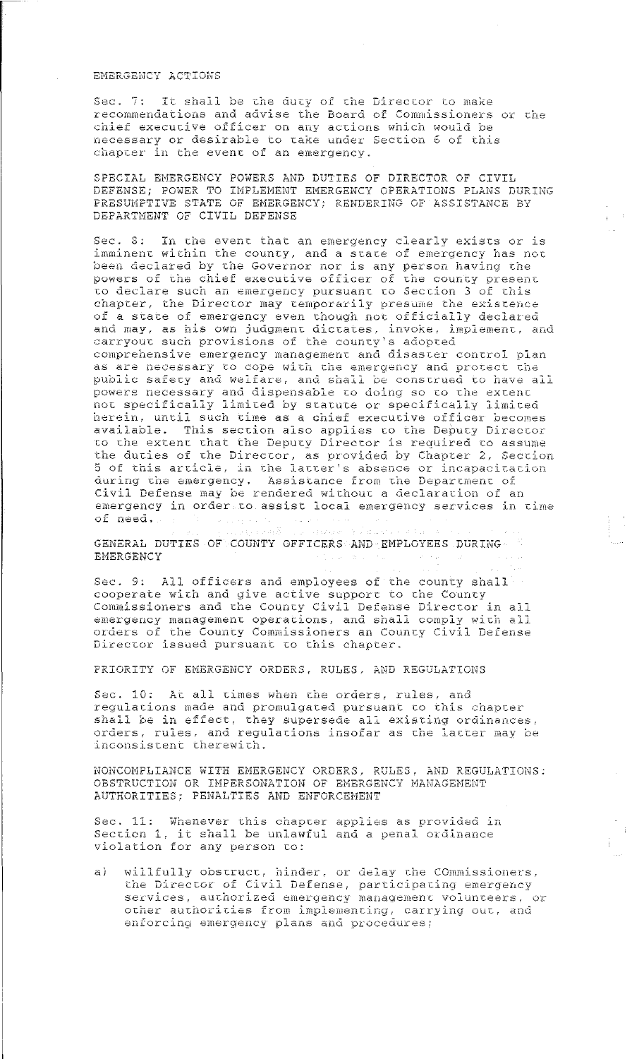EMERGENCY ACTIONS

Sec. 7: It shall be the duty of the Director to make recommendations and advise the Board of Commissioners or the chief executive officer on any actions which would be necessary or desirable to take under Section 6 of this chapter in the event of an emergency.

SPECIAL EMERGENCY POWERS AND DUTIES OF DIRECTOR OF CIVIL DEFENSE; POWER TO IMPLEMENT EMERGENCY OPERATIONS PLANS DURING PRESUMPTIVE STATE OF EMERGENCY; RENDERING OF ASSISTANCE BY DEPARTMENT OF CIVIL DEFENSE

Sec. 8: In the event that an emergency clearly exists or is imminent within the county, and a state of emergency has not been declared by the Governor nor is any person having the powers of the chief executive officer of the county present to declare such an emergency pursuant to Section 3 of this chapter, the Director may temporarily presume the existence of a state of emergency even though not officially declared and may, as his own judgment dictates, invoke, implement, and carryout such provisions of the county's adopted comprehensive emergency management and disaster control plan as are necessary to cope with the emergency and protect the public safety and welfare, and shall be construed to have all powers necessary and dispensable to doing so to the extent not specifically limited by statute or specifically limited herein, until such time as a chief executive officer becomes available. This section also applies to the Deputy Director to the extent that the Deputy Director is required to assume the duties of the Director, as provided by Chapter 2, Section 5 of this article, in the latter's absence or incapacitation during the emergency. Assistance from the Department of Civil Defense may be rendered without a declaration of an emergency in order to assist local emergency services in time of need.

GENERAL DUTIES OF COUNTY OFFICERS AND EMPLOYEES DURING EMERGENCY

Sec. 9: All officers and employees of the county shall cooperate with and give active support to the County Commissioners and the County Civil Defense Director in all emergency management operations, and shall comply with all orders of the County Commissioners an County Civil Defense Director issued pursuant to this chapter.

PRIORITY OF EMERGENCY ORDERS, RULES, AND REGULATIONS

Sec. 10: At all times when the orders, rules, and regulations made and promulgated pursuant to this chapter shall be in effect, they supersede all existing ordinances, orders, rules, and regulations insofar as the latter may be inconsistent therewith.

NONCOMPLIANCE WITH EMERGENCY ORDERS, RULES, AND REGULATIONS: OBSTRUCTION OR IMPERSONATION OF EMERGENCY MANAGEMENT AUTHORITIES; PENALTIES AND ENFORCEMENT

Sec. 11: Whenever this chapter applies as provided in Section 1, it shall be unlawful and a penal ordinance violation for any person to:

a) willfully obstruct, hinder, or delay the COmmissioners, the Director of Civil Defense, participating emergency services, authorized emergency management volunteers, or other authorities from implementing, carrying out, and enforcing emergency plans and procedures;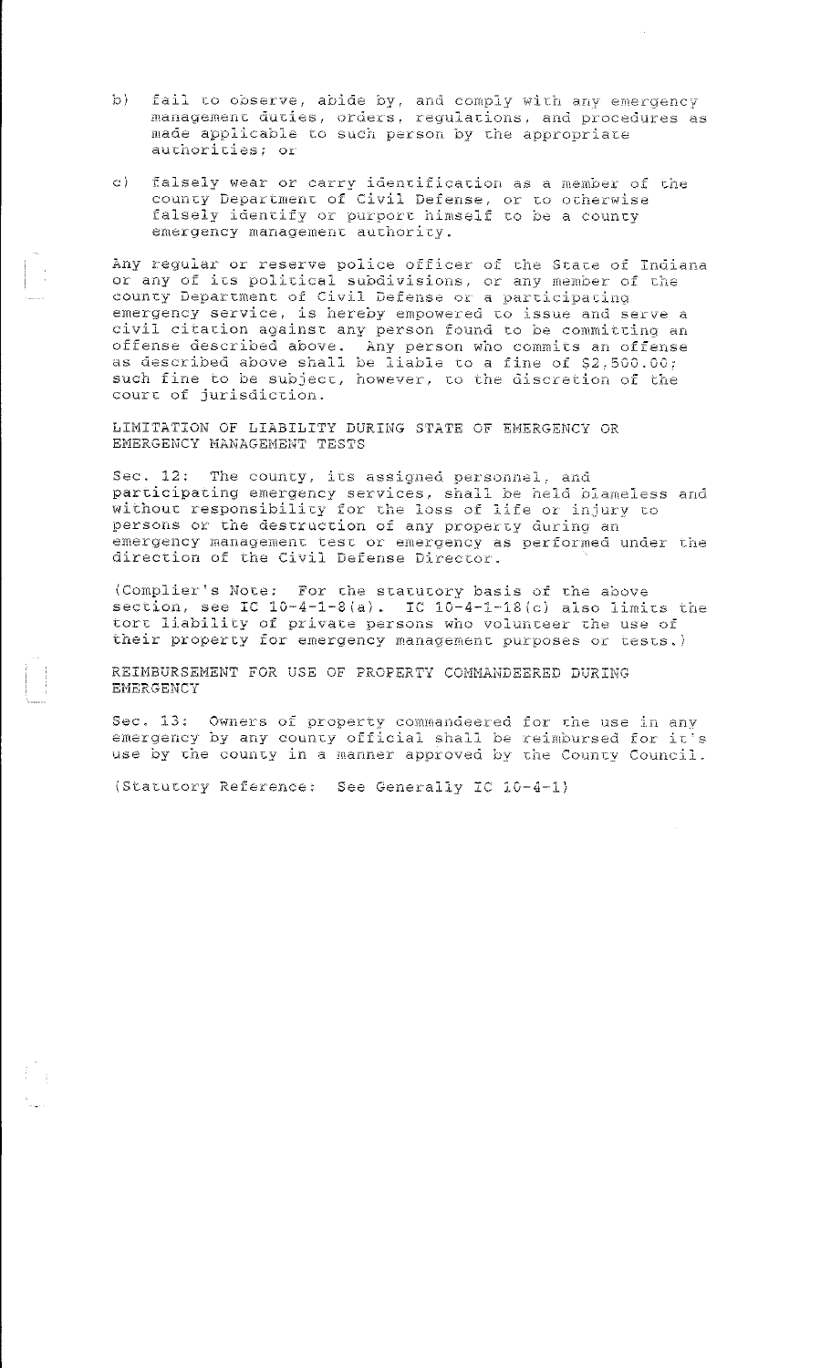b) fail to observe, abide by, and comply with any emergency management duties, orders, regulations, and procedures as made applicable to such person by the appropriate authorities; or

c) falsely wear or carry identification as a member of the county Department of Civil Defense, or to otherwise falsely identify or purport himself to be a county emergency management authority.

Any regular or reserve police officer of the State of Indiana or any of its political subdivisions, or any member of the county Department of Civil Defense or a participating emergency service, is hereby empowered to issue and serve a civil citation against any person found to be committing an offense described above. Any person who commits an offense as described above shall be liable to a fine of $2,500.00; such fine to be subject, however, to the discretion of the court of jurisdiction.

LIMITATION OF LIABILITY DURING STATE OF EMERGENCY OR EMERGENCY MANAGEMENT TESTS

Sec. 12: The county, its assigned personnel, and participating emergency services, shall be held blameless and without responsibility for the loss of life or injury to persons or the destruction of any property during an emergency management test or emergency as performed under the direction of the Civil Defense Director.

(Complier's Note: For the statutory basis of the above section, see IC 10-4-1-8(a). IC 10-4-1-18(c) also limits the tort liability of private persons who volunteer the use of their property for emergency management purposes or tests.)

REIMBURSEMENT FOR USE OF PROPERTY COMMANDEERED DURING EMERGENCY

Sec. 13: Owners of property commandeered for the use in any emergency by any county official shall be reimbursed for it's use by the county in a manner approved by the County Council.

(Statutory Reference: See Generally IC 10-4-1)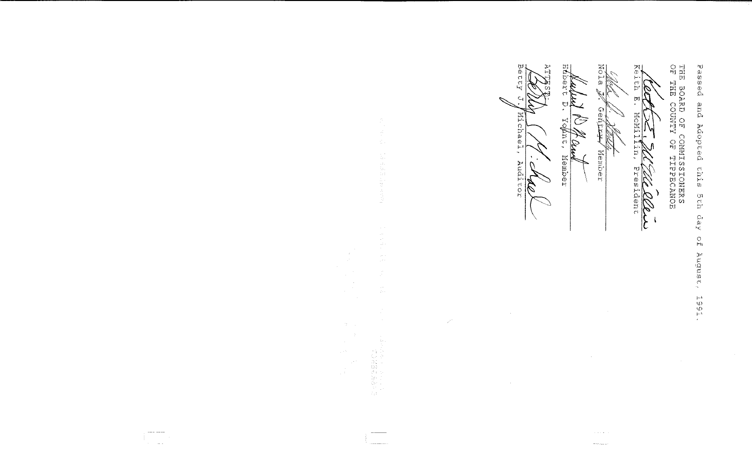Passed and Adopted this 5th day of August, 1991.

THE BOARD OF COMMISSIONERS
OF THE COUNTY OF TIPPECANOE

Keith E. McMillin, President

Nola J. Gentry, Member

Hubert D. Yount, Member

ATTEST:

Betty J. Michael, Auditor